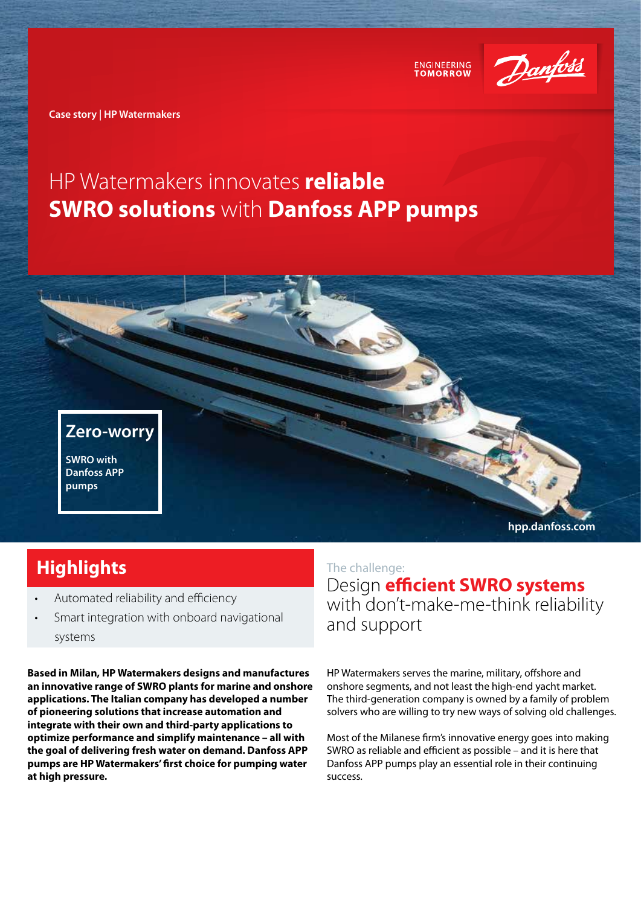ENGINEERING TOMORROW

Case story | HP Watermakers

# HP Watermakers innovates **reliable SWRO solutions** with **Danfoss APP pumps**

**Zero-worry**

**SWRO with Danfoss APP pumps**

hpp.danfoss.com

## Highlights

- Automated reliability and efficiency
- Smart integration with onboard navigational systems

**Based in Milan, HP Watermakers designs and manufactures an innovative range of SWRO plants for marine and onshore applications. The Italian company has developed a number of pioneering solutions that increase automation and integrate with their own and third-party applications to optimize performance and simplify maintenance – all with the goal of delivering fresh water on demand. Danfoss APP pumps are HP Watermakers' first choice for pumping water at high pressure.**

The challenge:

## Design **efficient SWRO systems** with don't-make-me-think reliability and support

HP Watermakers serves the marine, military, offshore and onshore segments, and not least the high-end yacht market. The third-generation company is owned by a family of problem solvers who are willing to try new ways of solving old challenges.

Most of the Milanese firm's innovative energy goes into making SWRO as reliable and efficient as possible – and it is here that Danfoss APP pumps play an essential role in their continuing success.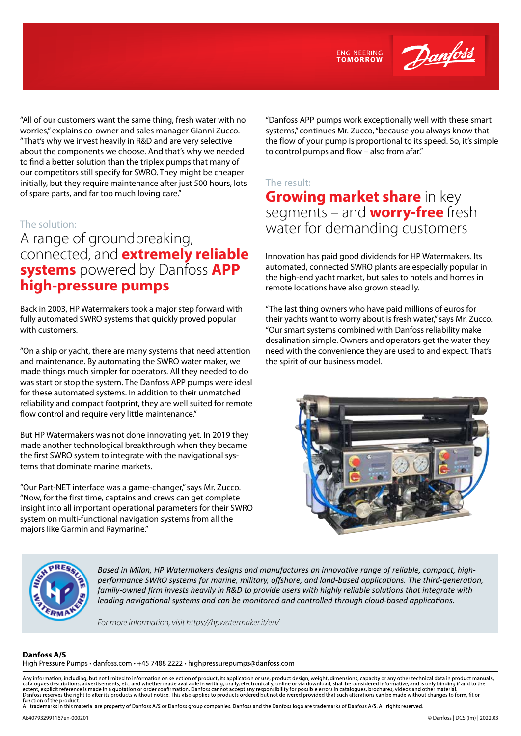"All of our customers want the same thing, fresh water with no worries," explains co-owner and sales manager Gianni Zucco. "That's why we invest heavily in R&D and are very selective about the components we choose. And that's why we needed to find a better solution than the triplex pumps that many of our competitors still specify for SWRO. They might be cheaper initially, but they require maintenance after just 500 hours, lots of spare parts, and far too much loving care."

The solution:

## A range of groundbreaking, connected, and **extremely reliable systems** powered by Danfoss **APP high-pressure pumps**

Back in 2003, HP Watermakers took a major step forward with fully automated SWRO systems that quickly proved popular with customers.

"On a ship or yacht, there are many systems that need attention and maintenance. By automating the SWRO water maker, we made things much simpler for operators. All they needed to do was start or stop the system. The Danfoss APP pumps were ideal for these automated systems. In addition to their unmatched reliability and compact footprint, they are well suited for remote flow control and require very little maintenance."

But HP Watermakers was not done innovating yet. In 2019 they made another technological breakthrough when they became the first SWRO system to integrate with the navigational systems that dominate marine markets.

"Our Part-NET interface was a game-changer," says Mr. Zucco. "Now, for the first time, captains and crews can get complete insight into all important operational parameters for their SWRO system on multi-functional navigation systems from all the majors like Garmin and Raymarine."

"Danfoss APP pumps work exceptionally well with these smart systems," continues Mr. Zucco, "because you always know that the flow of your pump is proportional to its speed. So, it's simple to control pumps and flow – also from afar."

The result:

## **Growing market share** in key segments – and **worry-free** fresh water for demanding customers

Innovation has paid good dividends for HP Watermakers. Its automated, connected SWRO plants are especially popular in the high-end yacht market, but sales to hotels and homes in remote locations have also grown steadily.

"The last thing owners who have paid millions of euros for their yachts want to worry about is fresh water," says Mr. Zucco. "Our smart systems combined with Danfoss reliability make desalination simple. Owners and operators get the water they need with the convenience they are used to and expect. That's the spirit of our business model.

*Based in Milan, HP Watermakers designs and manufactures an innovative range of reliable, compact, high-performance SWRO systems for marine, military, offshore, and land-based applications. The third-generation, family-owned firm invests heavily in R&D to provide users with highly reliable solutions that integrate with leading navigational systems and can be monitored and controlled through cloud-based applications.*

*For more information, visit https://hpwatermaker.it/en/*

**Danfoss A/S**
High Pressure Pumps • danfoss.com • +45 7488 2222 • highpressurepumps@danfoss.com

Any information, including, but not limited to information on selection of product, its application or use, product design, weight, dimensions, capacity or any other technical data in product manuals, catalogues descriptions, advertisements, etc. and whether made available in writing, orally, electronically, online or via download, shall be considered informative, and is only binding if and to the extent, explicit reference is made in a quotation or order confirmation. Danfoss cannot accept any responsibility for possible errors in catalogues, brochures, videos and other material. Danfoss reserves the right to alter its products without notice. This also applies to products ordered but not delivered provided that such alterations can be made without changes to form, fit or function of the product.
All trademarks in this material are property of Danfoss A/S or Danfoss group companies. Danfoss and the Danfoss logo are trademarks of Danfoss A/S. All rights reserved.

AE407932991167en-000201 © Danfoss | DCS (lm) | 2022.03